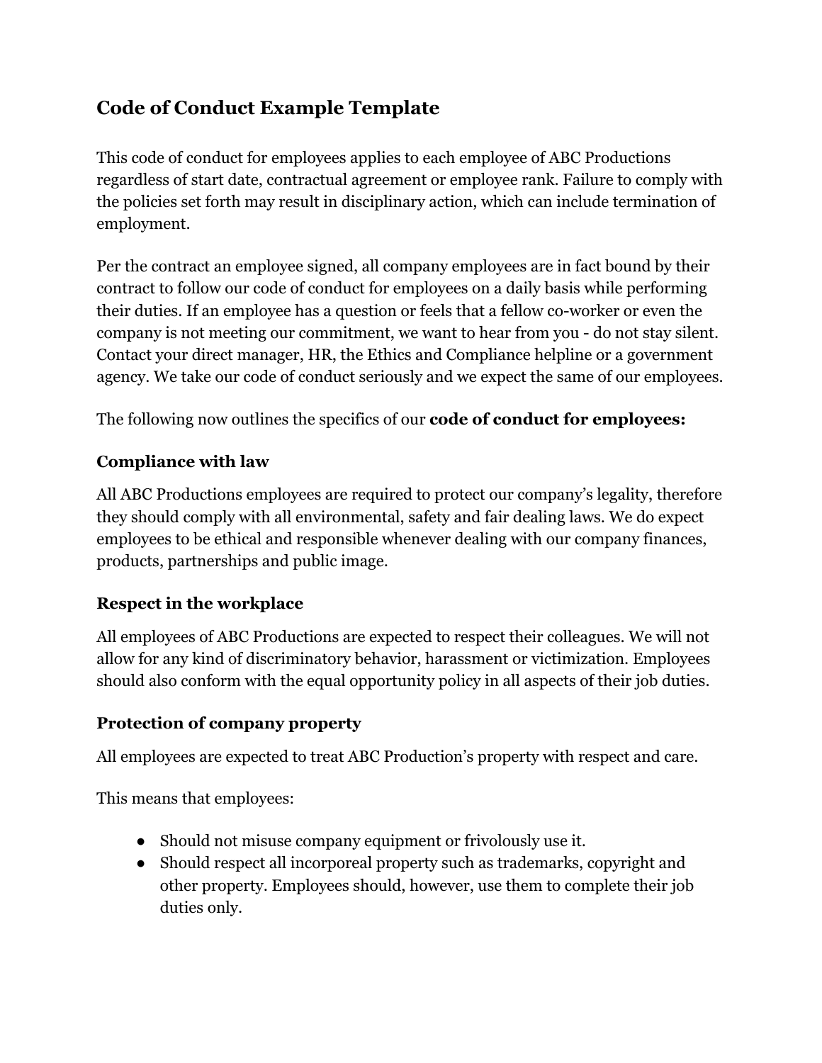# Code of Conduct Example Template

This code of conduct for employees applies to each employee of ABC Productions regardless of start date, contractual agreement or employee rank. Failure to comply with the policies set forth may result in disciplinary action, which can include termination of employment.

Per the contract an employee signed, all company employees are in fact bound by their contract to follow our code of conduct for employees on a daily basis while performing their duties. If an employee has a question or feels that a fellow co-worker or even the company is not meeting our commitment, we want to hear from you - do not stay silent. Contact your direct manager, HR, the Ethics and Compliance helpline or a government agency. We take our code of conduct seriously and we expect the same of our employees.

The following now outlines the specifics of our **code of conduct for employees:**

### Compliance with law

All ABC Productions employees are required to protect our company's legality, therefore they should comply with all environmental, safety and fair dealing laws. We do expect employees to be ethical and responsible whenever dealing with our company finances, products, partnerships and public image.

### Respect in the workplace

All employees of ABC Productions are expected to respect their colleagues. We will not allow for any kind of discriminatory behavior, harassment or victimization. Employees should also conform with the equal opportunity policy in all aspects of their job duties.

### Protection of company property

All employees are expected to treat ABC Production's property with respect and care.

This means that employees:

- Should not misuse company equipment or frivolously use it.
- Should respect all incorporeal property such as trademarks, copyright and other property. Employees should, however, use them to complete their job duties only.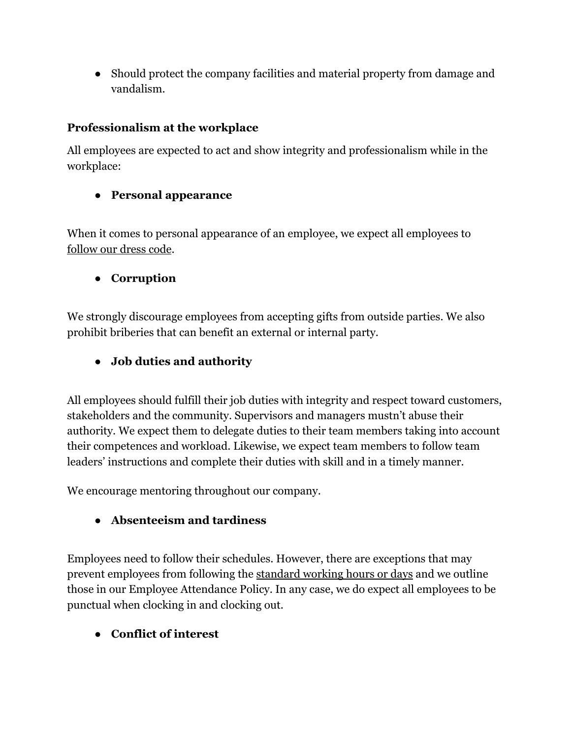- Should protect the company facilities and material property from damage and vandalism.

**Professionalism at the workplace**

All employees are expected to act and show integrity and professionalism while in the workplace:

- **Personal appearance**

When it comes to personal appearance of an employee, we expect all employees to follow our dress code.

- **Corruption**

We strongly discourage employees from accepting gifts from outside parties. We also prohibit briberies that can benefit an external or internal party.

- **Job duties and authority**

All employees should fulfill their job duties with integrity and respect toward customers, stakeholders and the community. Supervisors and managers mustn't abuse their authority. We expect them to delegate duties to their team members taking into account their competences and workload. Likewise, we expect team members to follow team leaders' instructions and complete their duties with skill and in a timely manner.

We encourage mentoring throughout our company.

- **Absenteeism and tardiness**

Employees need to follow their schedules. However, there are exceptions that may prevent employees from following the standard working hours or days and we outline those in our Employee Attendance Policy. In any case, we do expect all employees to be punctual when clocking in and clocking out.

- **Conflict of interest**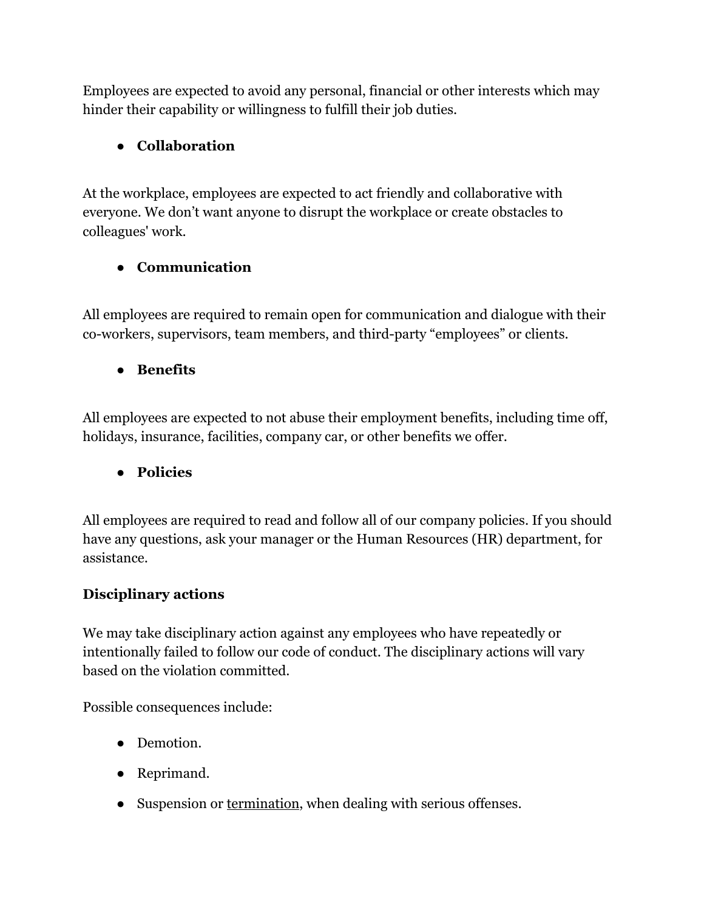Employees are expected to avoid any personal, financial or other interests which may hinder their capability or willingness to fulfill their job duties.

- **Collaboration**

At the workplace, employees are expected to act friendly and collaborative with everyone. We don't want anyone to disrupt the workplace or create obstacles to colleagues' work.

- **Communication**

All employees are required to remain open for communication and dialogue with their co-workers, supervisors, team members, and third-party "employees" or clients.

- **Benefits**

All employees are expected to not abuse their employment benefits, including time off, holidays, insurance, facilities, company car, or other benefits we offer.

- **Policies**

All employees are required to read and follow all of our company policies. If you should have any questions, ask your manager or the Human Resources (HR) department, for assistance.

### Disciplinary actions

We may take disciplinary action against any employees who have repeatedly or intentionally failed to follow our code of conduct. The disciplinary actions will vary based on the violation committed.

Possible consequences include:

- Demotion.
- Reprimand.
- Suspension or termination, when dealing with serious offenses.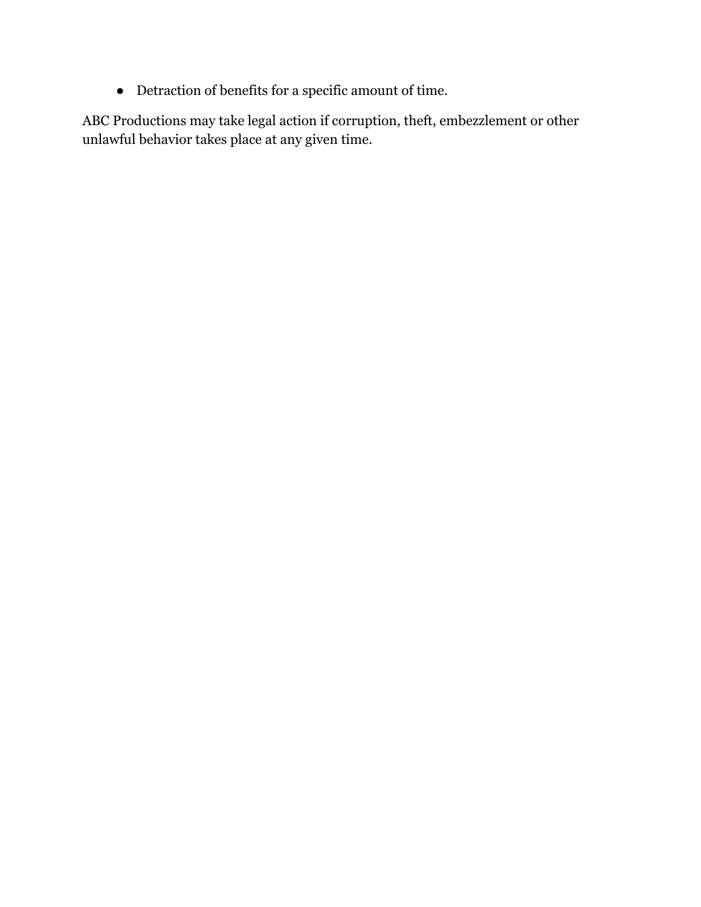- Detraction of benefits for a specific amount of time.

ABC Productions may take legal action if corruption, theft, embezzlement or other unlawful behavior takes place at any given time.